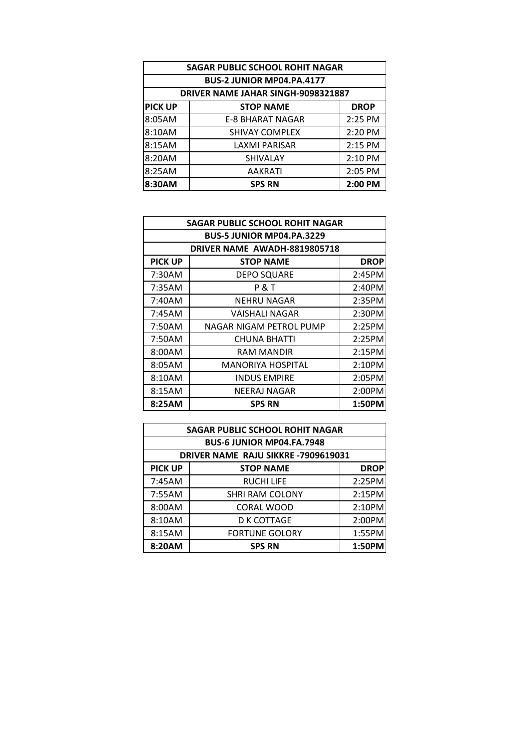| SAGAR PUBLIC SCHOOL ROHIT NAGAR | | |
|---|---|---|
| BUS-2 JUNIOR MP04.PA.4177 | | |
| DRIVER NAME JAHAR SINGH-9098321887 | | |
| **PICK UP** | **STOP NAME** | **DROP** |
| 8:05AM | E-8 BHARAT NAGAR | 2:25 PM |
| 8:10AM | SHIVAY COMPLEX | 2:20 PM |
| 8:15AM | LAXMI PARISAR | 2:15 PM |
| 8:20AM | SHIVALAY | 2:10 PM |
| 8:25AM | AAKRATI | 2:05 PM |
| **8:30AM** | **SPS RN** | **2:00 PM** |

| SAGAR PUBLIC SCHOOL ROHIT NAGAR | | |
|---|---|---|
| BUS-5 JUNIOR MP04.PA.3229 | | |
| DRIVER NAME AWADH-8819805718 | | |
| **PICK UP** | **STOP NAME** | **DROP** |
| 7:30AM | DEPO SQUARE | 2:45PM |
| 7:35AM | P & T | 2:40PM |
| 7:40AM | NEHRU NAGAR | 2:35PM |
| 7:45AM | VAISHALI NAGAR | 2:30PM |
| 7:50AM | NAGAR NIGAM PETROL PUMP | 2:25PM |
| 7:50AM | CHUNA BHATTI | 2:25PM |
| 8:00AM | RAM MANDIR | 2:15PM |
| 8:05AM | MANORIYA HOSPITAL | 2:10PM |
| 8:10AM | INDUS EMPIRE | 2:05PM |
| 8:15AM | NEERAJ NAGAR | 2:00PM |
| **8:25AM** | **SPS RN** | **1:50PM** |

| SAGAR PUBLIC SCHOOL ROHIT NAGAR | | |
|---|---|---|
| BUS-6 JUNIOR MP04.FA.7948 | | |
| DRIVER NAME RAJU SIKKRE -7909619031 | | |
| **PICK UP** | **STOP NAME** | **DROP** |
| 7:45AM | RUCHI LIFE | 2:25PM |
| 7:55AM | SHRI RAM COLONY | 2:15PM |
| 8:00AM | CORAL WOOD | 2:10PM |
| 8:10AM | D K COTTAGE | 2:00PM |
| 8:15AM | FORTUNE GOLORY | 1:55PM |
| **8:20AM** | **SPS RN** | **1:50PM** |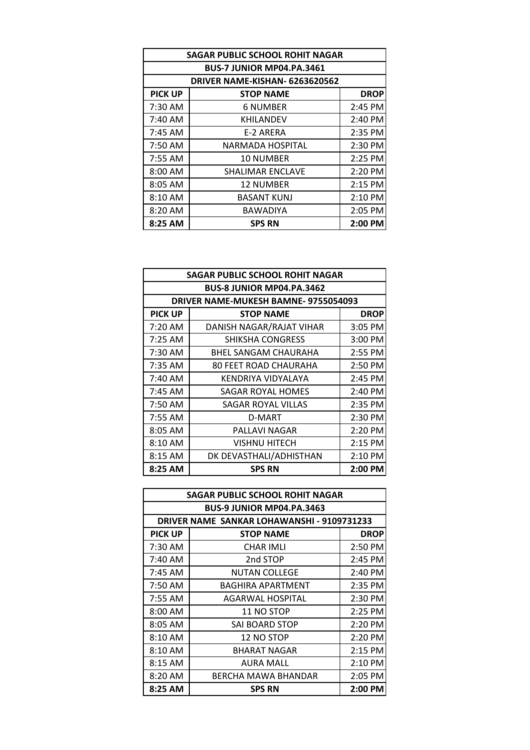| SAGAR PUBLIC SCHOOL ROHIT NAGAR | | |
|---|---|---|
| BUS-7 JUNIOR MP04.PA.3461 | | |
| DRIVER NAME-KISHAN- 6263620562 | | |
| **PICK UP** | **STOP NAME** | **DROP** |
| 7:30 AM | 6 NUMBER | 2:45 PM |
| 7:40 AM | KHILANDEV | 2:40 PM |
| 7:45 AM | E-2 ARERA | 2:35 PM |
| 7:50 AM | NARMADA HOSPITAL | 2:30 PM |
| 7:55 AM | 10 NUMBER | 2:25 PM |
| 8:00 AM | SHALIMAR ENCLAVE | 2:20 PM |
| 8:05 AM | 12 NUMBER | 2:15 PM |
| 8:10 AM | BASANT KUNJ | 2:10 PM |
| 8:20 AM | BAWADIYA | 2:05 PM |
| **8:25 AM** | **SPS RN** | **2:00 PM** |

| SAGAR PUBLIC SCHOOL ROHIT NAGAR | | |
|---|---|---|
| BUS-8 JUNIOR MP04.PA.3462 | | |
| DRIVER NAME-MUKESH BAMNE- 9755054093 | | |
| **PICK UP** | **STOP NAME** | **DROP** |
| 7:20 AM | DANISH NAGAR/RAJAT VIHAR | 3:05 PM |
| 7:25 AM | SHIKSHA CONGRESS | 3:00 PM |
| 7:30 AM | BHEL SANGAM CHAURAHA | 2:55 PM |
| 7:35 AM | 80 FEET ROAD CHAURAHA | 2:50 PM |
| 7:40 AM | KENDRIYA VIDYALAYA | 2:45 PM |
| 7:45 AM | SAGAR ROYAL HOMES | 2:40 PM |
| 7:50 AM | SAGAR ROYAL VILLAS | 2:35 PM |
| 7:55 AM | D-MART | 2:30 PM |
| 8:05 AM | PALLAVI NAGAR | 2:20 PM |
| 8:10 AM | VISHNU HITECH | 2:15 PM |
| 8:15 AM | DK DEVASTHALI/ADHISTHAN | 2:10 PM |
| **8:25 AM** | **SPS RN** | **2:00 PM** |

| SAGAR PUBLIC SCHOOL ROHIT NAGAR | | |
|---|---|---|
| BUS-9 JUNIOR MP04.PA.3463 | | |
| DRIVER NAME SANKAR LOHAWANSHI - 9109731233 | | |
| **PICK UP** | **STOP NAME** | **DROP** |
| 7:30 AM | CHAR IMLI | 2:50 PM |
| 7:40 AM | 2nd STOP | 2:45 PM |
| 7:45 AM | NUTAN COLLEGE | 2:40 PM |
| 7:50 AM | BAGHIRA APARTMENT | 2:35 PM |
| 7:55 AM | AGARWAL HOSPITAL | 2:30 PM |
| 8:00 AM | 11 NO STOP | 2:25 PM |
| 8:05 AM | SAI BOARD STOP | 2:20 PM |
| 8:10 AM | 12 NO STOP | 2:20 PM |
| 8:10 AM | BHARAT NAGAR | 2:15 PM |
| 8:15 AM | AURA MALL | 2:10 PM |
| 8:20 AM | BERCHA MAWA BHANDAR | 2:05 PM |
| **8:25 AM** | **SPS RN** | **2:00 PM** |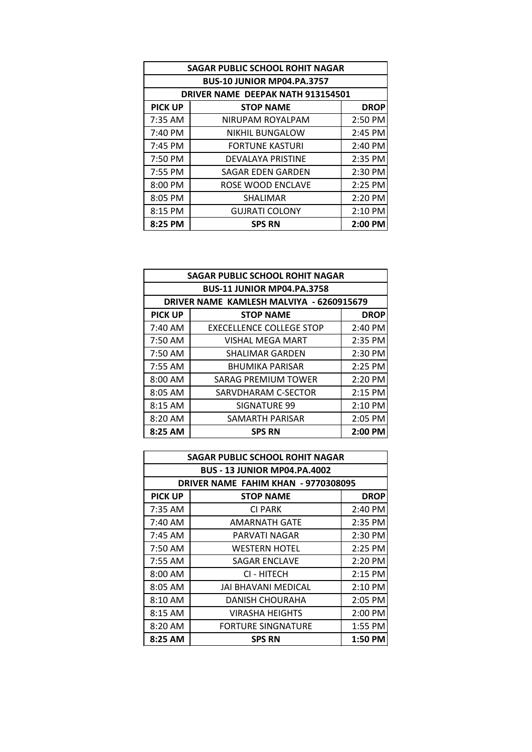| SAGAR PUBLIC SCHOOL ROHIT NAGAR | | |
|---|---|---|
| **BUS-10 JUNIOR MP04.PA.3757** | | |
| **DRIVER NAME DEEPAK NATH 913154501** | | |
| **PICK UP** | **STOP NAME** | **DROP** |
| 7:35 AM | NIRUPAM ROYALPAM | 2:50 PM |
| 7:40 PM | NIKHIL BUNGALOW | 2:45 PM |
| 7:45 PM | FORTUNE KASTURI | 2:40 PM |
| 7:50 PM | DEVALAYA PRISTINE | 2:35 PM |
| 7:55 PM | SAGAR EDEN GARDEN | 2:30 PM |
| 8:00 PM | ROSE WOOD ENCLAVE | 2:25 PM |
| 8:05 PM | SHALIMAR | 2:20 PM |
| 8:15 PM | GUJRATI COLONY | 2:10 PM |
| **8:25 PM** | **SPS RN** | **2:00 PM** |

| SAGAR PUBLIC SCHOOL ROHIT NAGAR | | |
|---|---|---|
| **BUS-11 JUNIOR MP04.PA.3758** | | |
| **DRIVER NAME KAMLESH MALVIYA - 6260915679** | | |
| **PICK UP** | **STOP NAME** | **DROP** |
| 7:40 AM | EXECELLENCE COLLEGE STOP | 2:40 PM |
| 7:50 AM | VISHAL MEGA MART | 2:35 PM |
| 7:50 AM | SHALIMAR GARDEN | 2:30 PM |
| 7:55 AM | BHUMIKA PARISAR | 2:25 PM |
| 8:00 AM | SARAG PREMIUM TOWER | 2:20 PM |
| 8:05 AM | SARVDHARAM C-SECTOR | 2:15 PM |
| 8:15 AM | SIGNATURE 99 | 2:10 PM |
| 8:20 AM | SAMARTH PARISAR | 2:05 PM |
| **8:25 AM** | **SPS RN** | **2:00 PM** |

| SAGAR PUBLIC SCHOOL ROHIT NAGAR | | |
|---|---|---|
| **BUS - 13 JUNIOR MP04.PA.4002** | | |
| **DRIVER NAME FAHIM KHAN - 9770308095** | | |
| **PICK UP** | **STOP NAME** | **DROP** |
| 7:35 AM | CI PARK | 2:40 PM |
| 7:40 AM | AMARNATH GATE | 2:35 PM |
| 7:45 AM | PARVATI NAGAR | 2:30 PM |
| 7:50 AM | WESTERN HOTEL | 2:25 PM |
| 7:55 AM | SAGAR ENCLAVE | 2:20 PM |
| 8:00 AM | CI - HITECH | 2:15 PM |
| 8:05 AM | JAI BHAVANI MEDICAL | 2:10 PM |
| 8:10 AM | DANISH CHOURAHA | 2:05 PM |
| 8:15 AM | VIRASHA HEIGHTS | 2:00 PM |
| 8:20 AM | FORTURE SINGNATURE | 1:55 PM |
| **8:25 AM** | **SPS RN** | **1:50 PM** |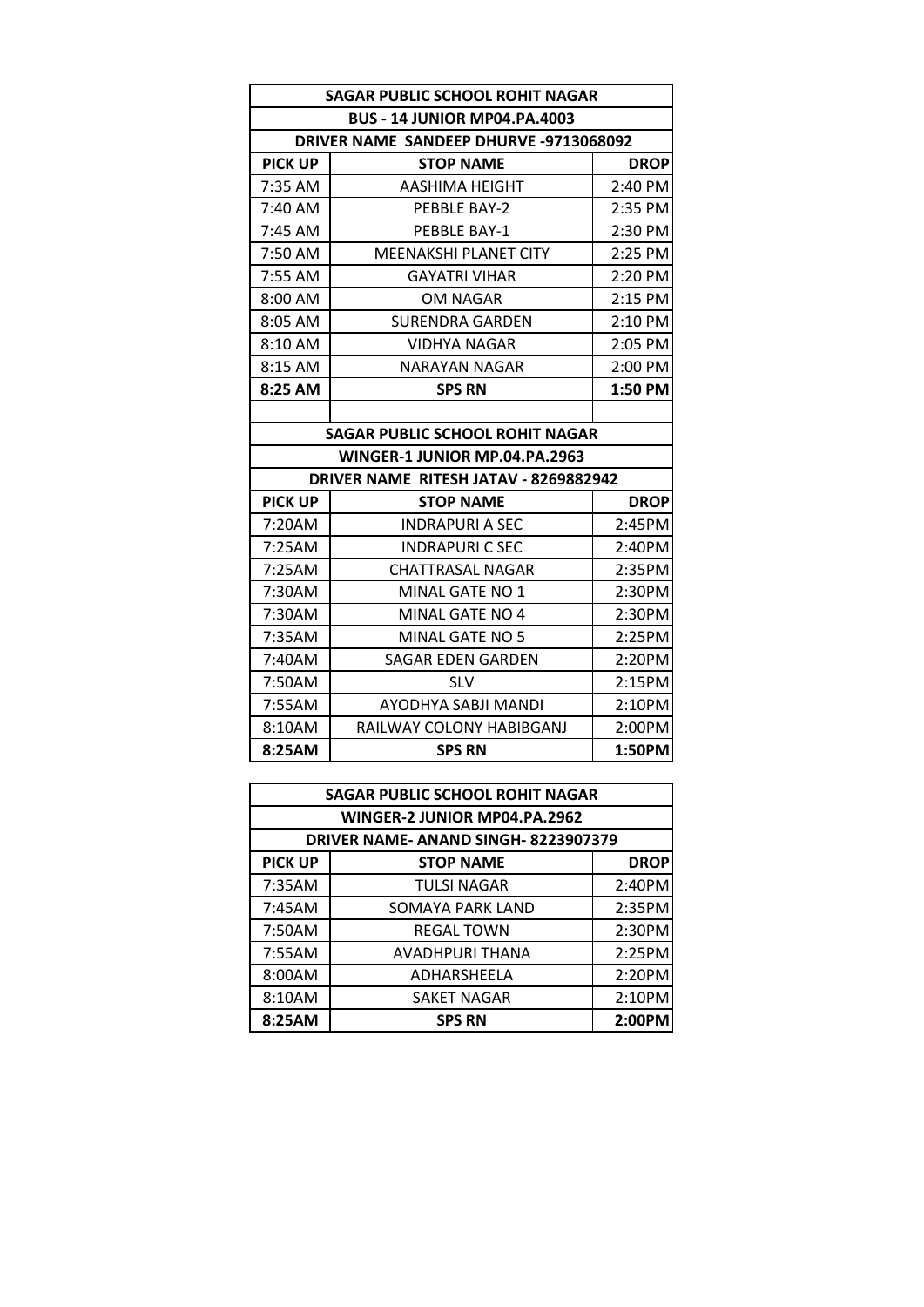| SAGAR PUBLIC SCHOOL ROHIT NAGAR | | |
|---|---|---|
| **BUS - 14 JUNIOR MP04.PA.4003** | | |
| **DRIVER NAME SANDEEP DHURVE -9713068092** | | |
| **PICK UP** | **STOP NAME** | **DROP** |
| 7:35 AM | AASHIMA HEIGHT | 2:40 PM |
| 7:40 AM | PEBBLE BAY-2 | 2:35 PM |
| 7:45 AM | PEBBLE BAY-1 | 2:30 PM |
| 7:50 AM | MEENAKSHI PLANET CITY | 2:25 PM |
| 7:55 AM | GAYATRI VIHAR | 2:20 PM |
| 8:00 AM | OM NAGAR | 2:15 PM |
| 8:05 AM | SURENDRA GARDEN | 2:10 PM |
| 8:10 AM | VIDHYA NAGAR | 2:05 PM |
| 8:15 AM | NARAYAN NAGAR | 2:00 PM |
| **8:25 AM** | **SPS RN** | **1:50 PM** |

| SAGAR PUBLIC SCHOOL ROHIT NAGAR | | |
|---|---|---|
| **WINGER-1 JUNIOR MP.04.PA.2963** | | |
| **DRIVER NAME RITESH JATAV - 8269882942** | | |
| **PICK UP** | **STOP NAME** | **DROP** |
| 7:20AM | INDRAPURI A SEC | 2:45PM |
| 7:25AM | INDRAPURI C SEC | 2:40PM |
| 7:25AM | CHATTRASAL NAGAR | 2:35PM |
| 7:30AM | MINAL GATE NO 1 | 2:30PM |
| 7:30AM | MINAL GATE NO 4 | 2:30PM |
| 7:35AM | MINAL GATE NO 5 | 2:25PM |
| 7:40AM | SAGAR EDEN GARDEN | 2:20PM |
| 7:50AM | SLV | 2:15PM |
| 7:55AM | AYODHYA SABJI MANDI | 2:10PM |
| 8:10AM | RAILWAY COLONY HABIBGANJ | 2:00PM |
| **8:25AM** | **SPS RN** | **1:50PM** |

| SAGAR PUBLIC SCHOOL ROHIT NAGAR | | |
|---|---|---|
| **WINGER-2 JUNIOR MP04.PA.2962** | | |
| **DRIVER NAME- ANAND SINGH- 8223907379** | | |
| **PICK UP** | **STOP NAME** | **DROP** |
| 7:35AM | TULSI NAGAR | 2:40PM |
| 7:45AM | SOMAYA PARK LAND | 2:35PM |
| 7:50AM | REGAL TOWN | 2:30PM |
| 7:55AM | AVADHPURI THANA | 2:25PM |
| 8:00AM | ADHARSHEELA | 2:20PM |
| 8:10AM | SAKET NAGAR | 2:10PM |
| **8:25AM** | **SPS RN** | **2:00PM** |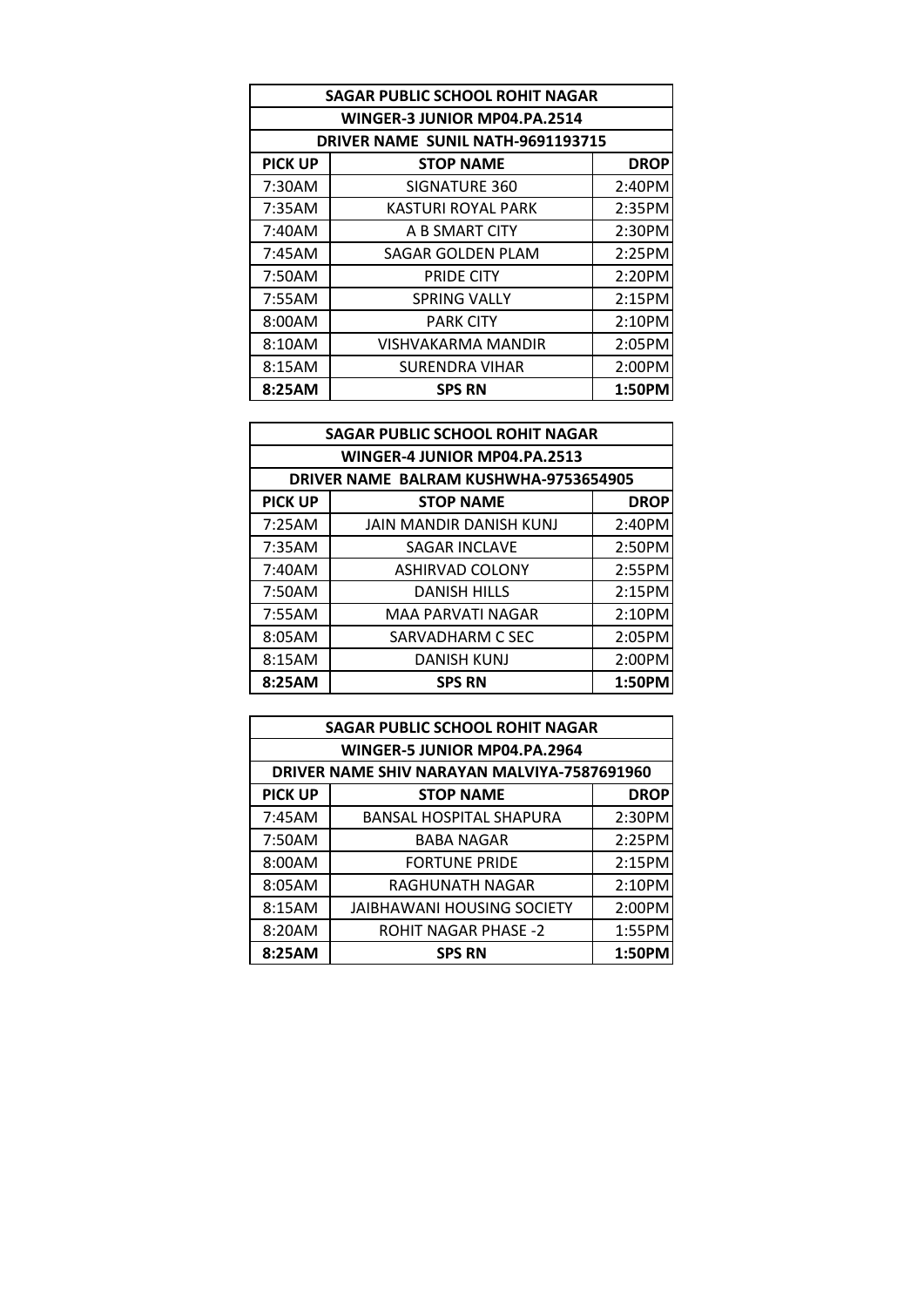| SAGAR PUBLIC SCHOOL ROHIT NAGAR | | |
|---|---|---|
| WINGER-3 JUNIOR MP04.PA.2514 | | |
| DRIVER NAME SUNIL NATH-9691193715 | | |
| **PICK UP** | **STOP NAME** | **DROP** |
| 7:30AM | SIGNATURE 360 | 2:40PM |
| 7:35AM | KASTURI ROYAL PARK | 2:35PM |
| 7:40AM | A B SMART CITY | 2:30PM |
| 7:45AM | SAGAR GOLDEN PLAM | 2:25PM |
| 7:50AM | PRIDE CITY | 2:20PM |
| 7:55AM | SPRING VALLY | 2:15PM |
| 8:00AM | PARK CITY | 2:10PM |
| 8:10AM | VISHVAKARMA MANDIR | 2:05PM |
| 8:15AM | SURENDRA VIHAR | 2:00PM |
| **8:25AM** | **SPS RN** | **1:50PM** |

| SAGAR PUBLIC SCHOOL ROHIT NAGAR | | |
|---|---|---|
| WINGER-4 JUNIOR MP04.PA.2513 | | |
| DRIVER NAME BALRAM KUSHWHA-9753654905 | | |
| **PICK UP** | **STOP NAME** | **DROP** |
| 7:25AM | JAIN MANDIR DANISH KUNJ | 2:40PM |
| 7:35AM | SAGAR INCLAVE | 2:50PM |
| 7:40AM | ASHIRVAD COLONY | 2:55PM |
| 7:50AM | DANISH HILLS | 2:15PM |
| 7:55AM | MAA PARVATI NAGAR | 2:10PM |
| 8:05AM | SARVADHARM C SEC | 2:05PM |
| 8:15AM | DANISH KUNJ | 2:00PM |
| **8:25AM** | **SPS RN** | **1:50PM** |

| SAGAR PUBLIC SCHOOL ROHIT NAGAR | | |
|---|---|---|
| WINGER-5 JUNIOR MP04.PA.2964 | | |
| DRIVER NAME SHIV NARAYAN MALVIYA-7587691960 | | |
| **PICK UP** | **STOP NAME** | **DROP** |
| 7:45AM | BANSAL HOSPITAL SHAPURA | 2:30PM |
| 7:50AM | BABA NAGAR | 2:25PM |
| 8:00AM | FORTUNE PRIDE | 2:15PM |
| 8:05AM | RAGHUNATH NAGAR | 2:10PM |
| 8:15AM | JAIBHAWANI HOUSING SOCIETY | 2:00PM |
| 8:20AM | ROHIT NAGAR PHASE -2 | 1:55PM |
| **8:25AM** | **SPS RN** | **1:50PM** |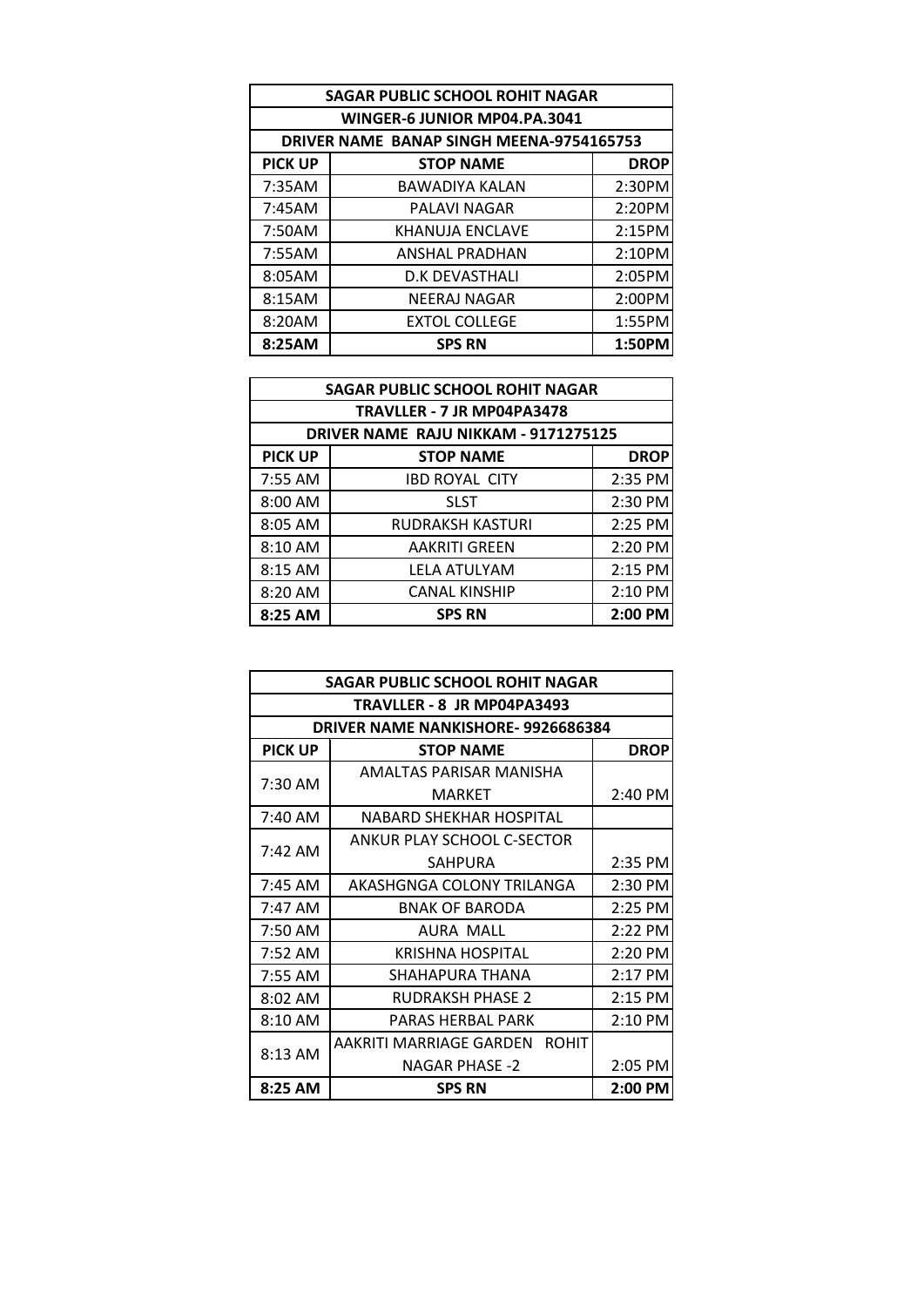| SAGAR PUBLIC SCHOOL ROHIT NAGAR | | |
|---|---|---|
| WINGER-6 JUNIOR MP04.PA.3041 | | |
| DRIVER NAME BANAP SINGH MEENA-9754165753 | | |
| **PICK UP** | **STOP NAME** | **DROP** |
| 7:35AM | BAWADIYA KALAN | 2:30PM |
| 7:45AM | PALAVI NAGAR | 2:20PM |
| 7:50AM | KHANUJA ENCLAVE | 2:15PM |
| 7:55AM | ANSHAL PRADHAN | 2:10PM |
| 8:05AM | D.K DEVASTHALI | 2:05PM |
| 8:15AM | NEERAJ NAGAR | 2:00PM |
| 8:20AM | EXTOL COLLEGE | 1:55PM |
| **8:25AM** | **SPS RN** | **1:50PM** |

| SAGAR PUBLIC SCHOOL ROHIT NAGAR | | |
|---|---|---|
| TRAVLLER - 7 JR MP04PA3478 | | |
| DRIVER NAME RAJU NIKKAM - 9171275125 | | |
| **PICK UP** | **STOP NAME** | **DROP** |
| 7:55 AM | IBD ROYAL CITY | 2:35 PM |
| 8:00 AM | SLST | 2:30 PM |
| 8:05 AM | RUDRAKSH KASTURI | 2:25 PM |
| 8:10 AM | AAKRITI GREEN | 2:20 PM |
| 8:15 AM | LELA ATULYAM | 2:15 PM |
| 8:20 AM | CANAL KINSHIP | 2:10 PM |
| **8:25 AM** | **SPS RN** | **2:00 PM** |

| SAGAR PUBLIC SCHOOL ROHIT NAGAR | | |
|---|---|---|
| TRAVLLER - 8 JR MP04PA3493 | | |
| DRIVER NAME NANKISHORE- 9926686384 | | |
| **PICK UP** | **STOP NAME** | **DROP** |
| 7:30 AM | AMALTAS PARISAR MANISHA MARKET | 2:40 PM |
| 7:40 AM | NABARD SHEKHAR HOSPITAL | |
| 7:42 AM | ANKUR PLAY SCHOOL C-SECTOR SAHPURA | 2:35 PM |
| 7:45 AM | AKASHGNGA COLONY TRILANGA | 2:30 PM |
| 7:47 AM | BNAK OF BARODA | 2:25 PM |
| 7:50 AM | AURA MALL | 2:22 PM |
| 7:52 AM | KRISHNA HOSPITAL | 2:20 PM |
| 7:55 AM | SHAHAPURA THANA | 2:17 PM |
| 8:02 AM | RUDRAKSH PHASE 2 | 2:15 PM |
| 8:10 AM | PARAS HERBAL PARK | 2:10 PM |
| 8:13 AM | AAKRITI MARRIAGE GARDEN ROHIT NAGAR PHASE -2 | 2:05 PM |
| **8:25 AM** | **SPS RN** | **2:00 PM** |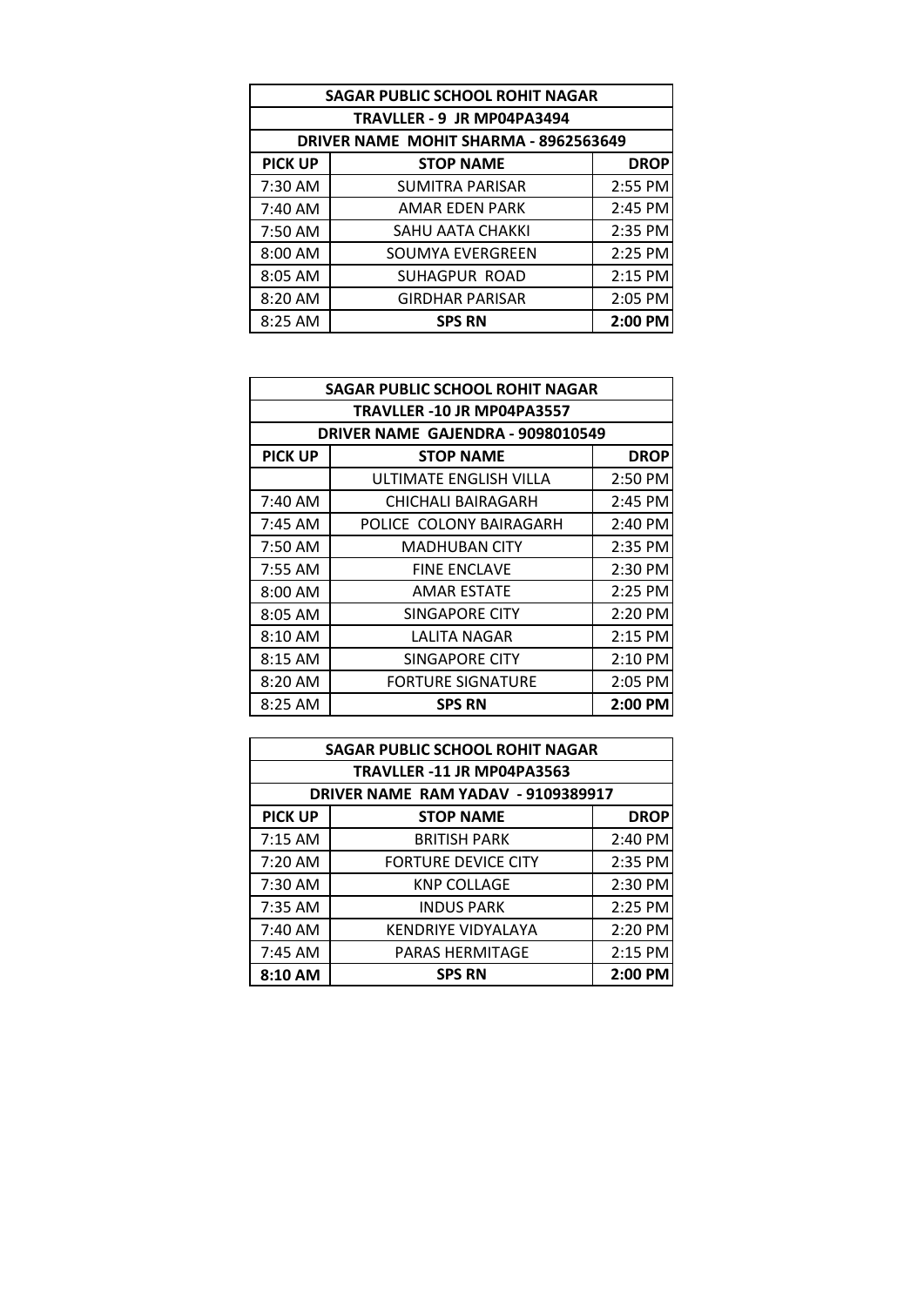| SAGAR PUBLIC SCHOOL ROHIT NAGAR | | |
|---|---|---|
| TRAVLLER - 9 JR MP04PA3494 | | |
| DRIVER NAME MOHIT SHARMA - 8962563649 | | |
| **PICK UP** | **STOP NAME** | **DROP** |
| 7:30 AM | SUMITRA PARISAR | 2:55 PM |
| 7:40 AM | AMAR EDEN PARK | 2:45 PM |
| 7:50 AM | SAHU AATA CHAKKI | 2:35 PM |
| 8:00 AM | SOUMYA EVERGREEN | 2:25 PM |
| 8:05 AM | SUHAGPUR ROAD | 2:15 PM |
| 8:20 AM | GIRDHAR PARISAR | 2:05 PM |
| 8:25 AM | **SPS RN** | **2:00 PM** |

| SAGAR PUBLIC SCHOOL ROHIT NAGAR | | |
|---|---|---|
| TRAVLLER -10 JR MP04PA3557 | | |
| DRIVER NAME GAJENDRA - 9098010549 | | |
| **PICK UP** | **STOP NAME** | **DROP** |
| | ULTIMATE ENGLISH VILLA | 2:50 PM |
| 7:40 AM | CHICHALI BAIRAGARH | 2:45 PM |
| 7:45 AM | POLICE COLONY BAIRAGARH | 2:40 PM |
| 7:50 AM | MADHUBAN CITY | 2:35 PM |
| 7:55 AM | FINE ENCLAVE | 2:30 PM |
| 8:00 AM | AMAR ESTATE | 2:25 PM |
| 8:05 AM | SINGAPORE CITY | 2:20 PM |
| 8:10 AM | LALITA NAGAR | 2:15 PM |
| 8:15 AM | SINGAPORE CITY | 2:10 PM |
| 8:20 AM | FORTURE SIGNATURE | 2:05 PM |
| 8:25 AM | **SPS RN** | **2:00 PM** |

| SAGAR PUBLIC SCHOOL ROHIT NAGAR | | |
|---|---|---|
| TRAVLLER -11 JR MP04PA3563 | | |
| DRIVER NAME RAM YADAV - 9109389917 | | |
| **PICK UP** | **STOP NAME** | **DROP** |
| 7:15 AM | BRITISH PARK | 2:40 PM |
| 7:20 AM | FORTURE DEVICE CITY | 2:35 PM |
| 7:30 AM | KNP COLLAGE | 2:30 PM |
| 7:35 AM | INDUS PARK | 2:25 PM |
| 7:40 AM | KENDRIYE VIDYALAYA | 2:20 PM |
| 7:45 AM | PARAS HERMITAGE | 2:15 PM |
| **8:10 AM** | **SPS RN** | **2:00 PM** |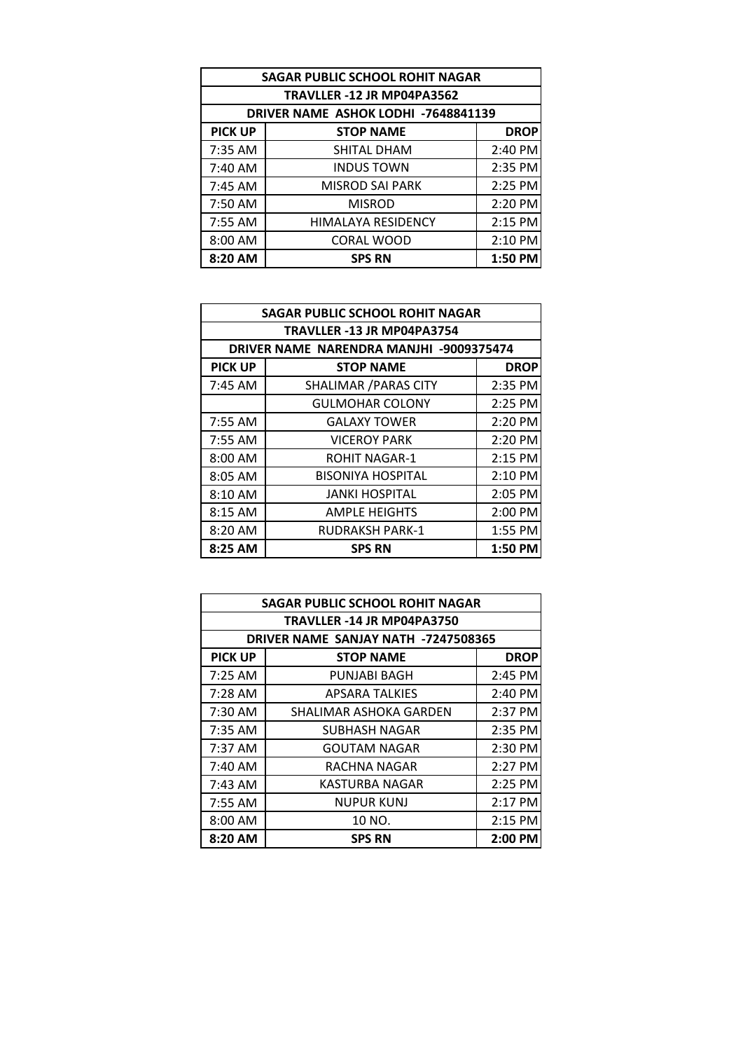| SAGAR PUBLIC SCHOOL ROHIT NAGAR | | |
|---|---|---|
| TRAVLLER -12 JR MP04PA3562 | | |
| DRIVER NAME ASHOK LODHI -7648841139 | | |
| **PICK UP** | **STOP NAME** | **DROP** |
| 7:35 AM | SHITAL DHAM | 2:40 PM |
| 7:40 AM | INDUS TOWN | 2:35 PM |
| 7:45 AM | MISROD SAI PARK | 2:25 PM |
| 7:50 AM | MISROD | 2:20 PM |
| 7:55 AM | HIMALAYA RESIDENCY | 2:15 PM |
| 8:00 AM | CORAL WOOD | 2:10 PM |
| **8:20 AM** | **SPS RN** | **1:50 PM** |

| SAGAR PUBLIC SCHOOL ROHIT NAGAR | | |
|---|---|---|
| TRAVLLER -13 JR MP04PA3754 | | |
| DRIVER NAME NARENDRA MANJHI -9009375474 | | |
| **PICK UP** | **STOP NAME** | **DROP** |
| 7:45 AM | SHALIMAR /PARAS CITY | 2:35 PM |
| | GULMOHAR COLONY | 2:25 PM |
| 7:55 AM | GALAXY TOWER | 2:20 PM |
| 7:55 AM | VICEROY PARK | 2:20 PM |
| 8:00 AM | ROHIT NAGAR-1 | 2:15 PM |
| 8:05 AM | BISONIYA HOSPITAL | 2:10 PM |
| 8:10 AM | JANKI HOSPITAL | 2:05 PM |
| 8:15 AM | AMPLE HEIGHTS | 2:00 PM |
| 8:20 AM | RUDRAKSH PARK-1 | 1:55 PM |
| **8:25 AM** | **SPS RN** | **1:50 PM** |

| SAGAR PUBLIC SCHOOL ROHIT NAGAR | | |
|---|---|---|
| TRAVLLER -14 JR MP04PA3750 | | |
| DRIVER NAME SANJAY NATH -7247508365 | | |
| **PICK UP** | **STOP NAME** | **DROP** |
| 7:25 AM | PUNJABI BAGH | 2:45 PM |
| 7:28 AM | APSARA TALKIES | 2:40 PM |
| 7:30 AM | SHALIMAR ASHOKA GARDEN | 2:37 PM |
| 7:35 AM | SUBHASH NAGAR | 2:35 PM |
| 7:37 AM | GOUTAM NAGAR | 2:30 PM |
| 7:40 AM | RACHNA NAGAR | 2:27 PM |
| 7:43 AM | KASTURBA NAGAR | 2:25 PM |
| 7:55 AM | NUPUR KUNJ | 2:17 PM |
| 8:00 AM | 10 NO. | 2:15 PM |
| **8:20 AM** | **SPS RN** | **2:00 PM** |